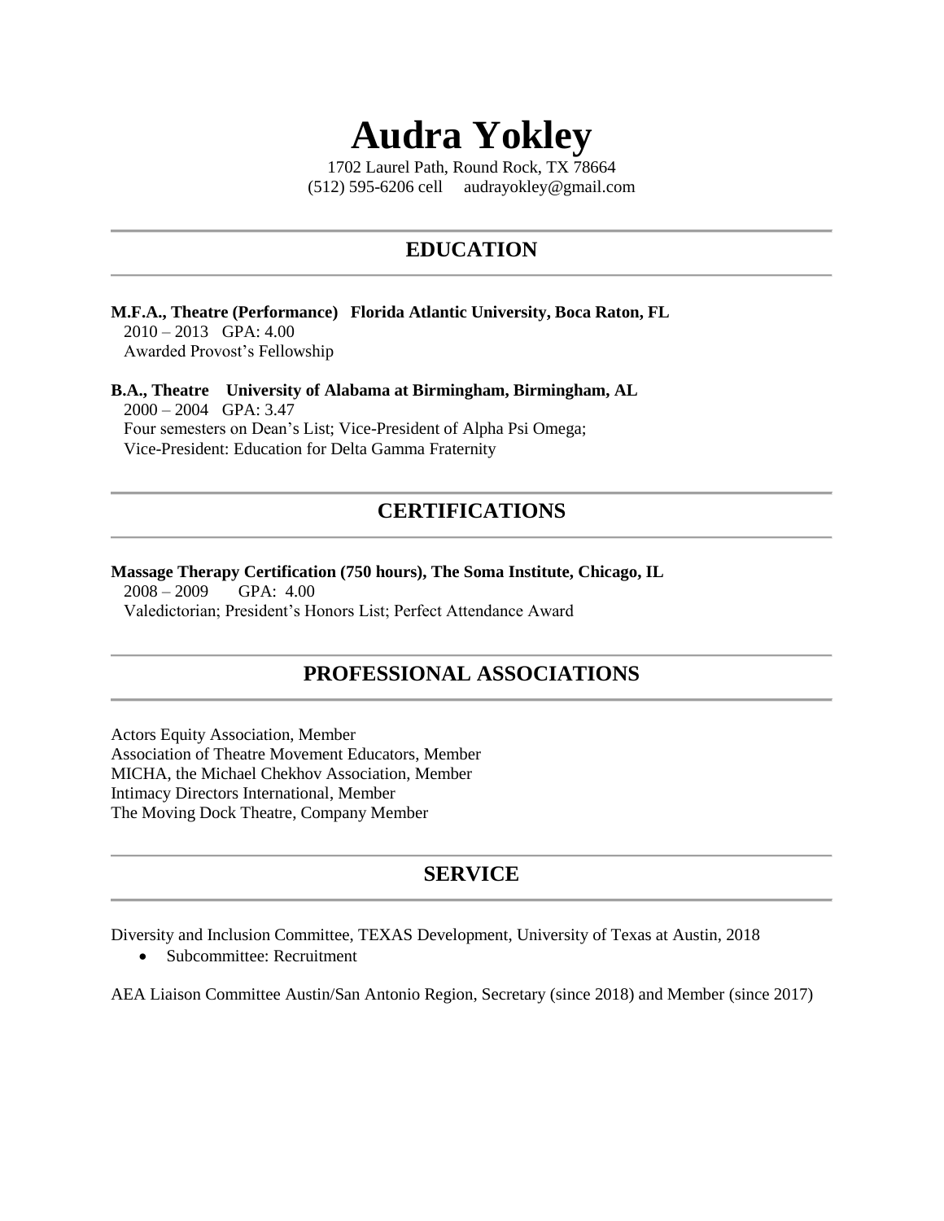# Audra Yokley

1702 Laurel Path, Round Rock, TX 78664
(512) 595-6206 cell    audrayokley@gmail.com

## EDUCATION

**M.F.A., Theatre (Performance)   Florida Atlantic University, Boca Raton, FL**
2010 – 2013   GPA: 4.00
Awarded Provost's Fellowship

**B.A., Theatre    University of Alabama at Birmingham, Birmingham, AL**
2000 – 2004   GPA: 3.47
Four semesters on Dean's List; Vice-President of Alpha Psi Omega;
Vice-President: Education for Delta Gamma Fraternity

## CERTIFICATIONS

**Massage Therapy Certification (750 hours), The Soma Institute, Chicago, IL**
2008 – 2009    GPA: 4.00
Valedictorian; President's Honors List; Perfect Attendance Award

## PROFESSIONAL ASSOCIATIONS

Actors Equity Association, Member
Association of Theatre Movement Educators, Member
MICHA, the Michael Chekhov Association, Member
Intimacy Directors International, Member
The Moving Dock Theatre, Company Member

## SERVICE

Diversity and Inclusion Committee, TEXAS Development, University of Texas at Austin, 2018

- Subcommittee: Recruitment

AEA Liaison Committee Austin/San Antonio Region, Secretary (since 2018) and Member (since 2017)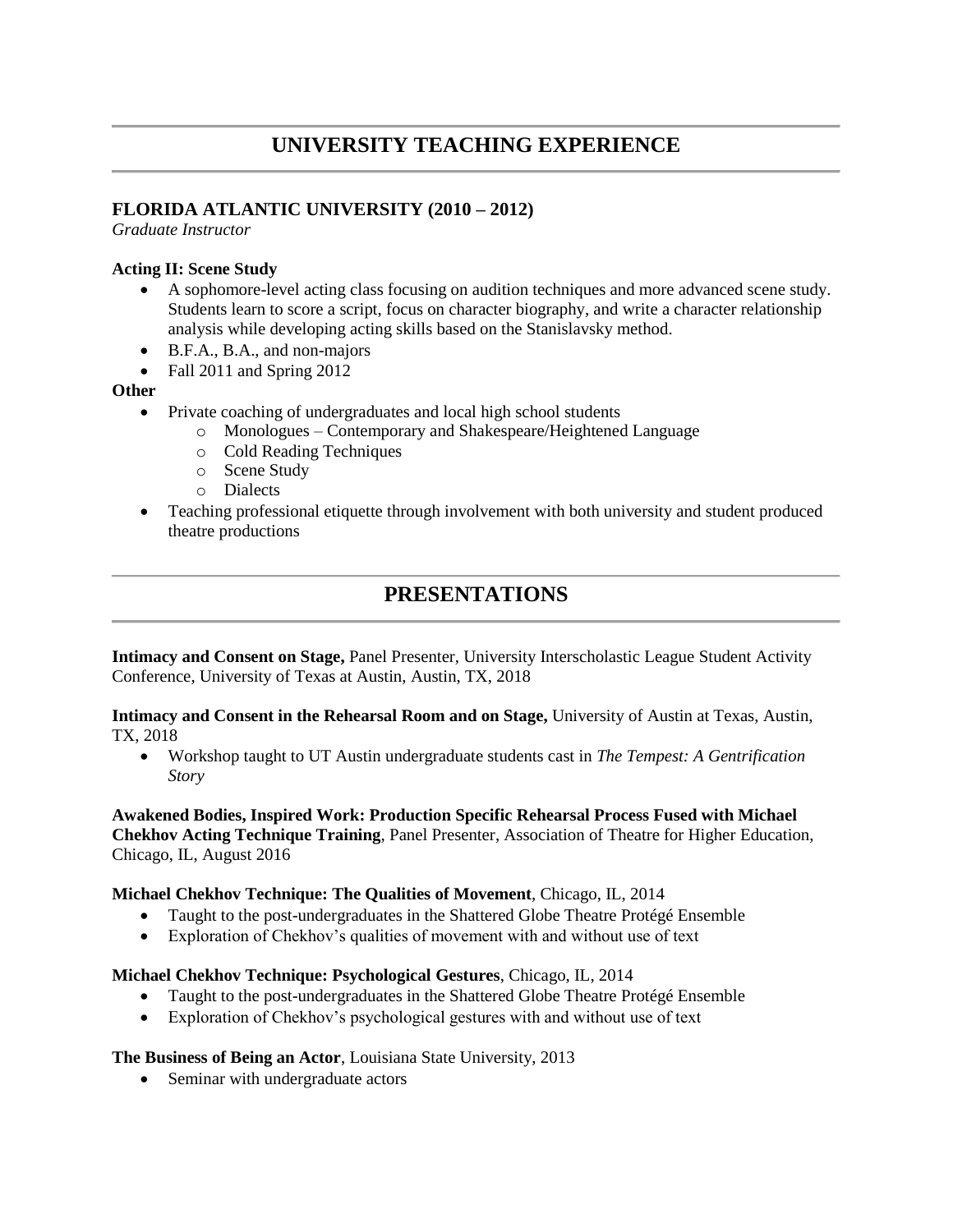## UNIVERSITY TEACHING EXPERIENCE

### FLORIDA ATLANTIC UNIVERSITY (2010 – 2012)

*Graduate Instructor*

**Acting II: Scene Study**

- A sophomore-level acting class focusing on audition techniques and more advanced scene study. Students learn to score a script, focus on character biography, and write a character relationship analysis while developing acting skills based on the Stanislavsky method.
- B.F.A., B.A., and non-majors
- Fall 2011 and Spring 2012

**Other**

- Private coaching of undergraduates and local high school students
  - Monologues – Contemporary and Shakespeare/Heightened Language
  - Cold Reading Techniques
  - Scene Study
  - Dialects
- Teaching professional etiquette through involvement with both university and student produced theatre productions

## PRESENTATIONS

**Intimacy and Consent on Stage,** Panel Presenter, University Interscholastic League Student Activity Conference, University of Texas at Austin, Austin, TX, 2018

**Intimacy and Consent in the Rehearsal Room and on Stage,** University of Austin at Texas, Austin, TX, 2018

- Workshop taught to UT Austin undergraduate students cast in *The Tempest: A Gentrification Story*

**Awakened Bodies, Inspired Work: Production Specific Rehearsal Process Fused with Michael Chekhov Acting Technique Training**, Panel Presenter, Association of Theatre for Higher Education, Chicago, IL, August 2016

**Michael Chekhov Technique: The Qualities of Movement**, Chicago, IL, 2014

- Taught to the post-undergraduates in the Shattered Globe Theatre Protégé Ensemble
- Exploration of Chekhov's qualities of movement with and without use of text

**Michael Chekhov Technique: Psychological Gestures**, Chicago, IL, 2014

- Taught to the post-undergraduates in the Shattered Globe Theatre Protégé Ensemble
- Exploration of Chekhov's psychological gestures with and without use of text

**The Business of Being an Actor**, Louisiana State University, 2013

- Seminar with undergraduate actors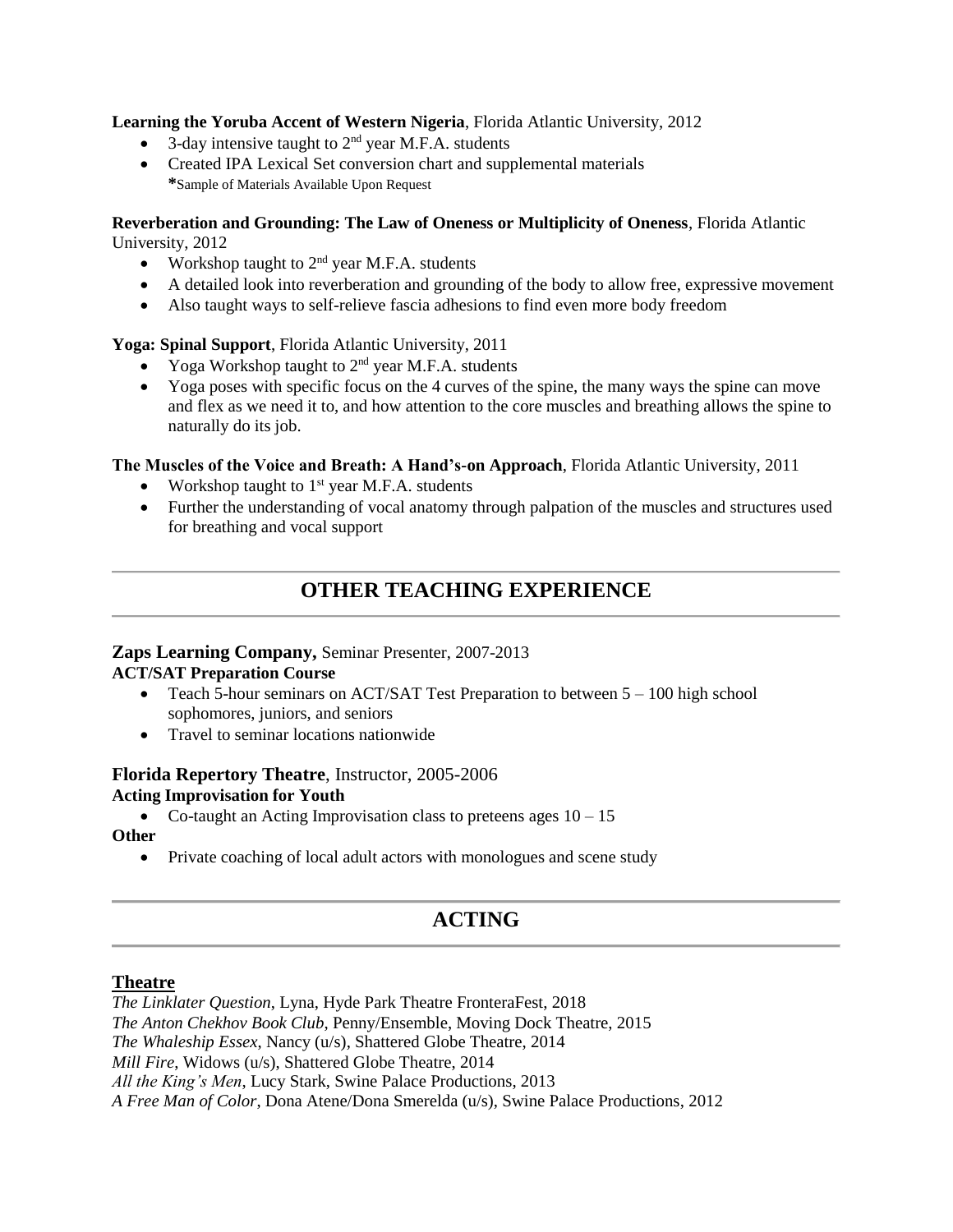**Learning the Yoruba Accent of Western Nigeria**, Florida Atlantic University, 2012

- 3-day intensive taught to 2nd year M.F.A. students
- Created IPA Lexical Set conversion chart and supplemental materials
  ***Sample of Materials Available Upon Request**

**Reverberation and Grounding: The Law of Oneness or Multiplicity of Oneness**, Florida Atlantic University, 2012

- Workshop taught to 2nd year M.F.A. students
- A detailed look into reverberation and grounding of the body to allow free, expressive movement
- Also taught ways to self-relieve fascia adhesions to find even more body freedom

**Yoga: Spinal Support**, Florida Atlantic University, 2011

- Yoga Workshop taught to 2nd year M.F.A. students
- Yoga poses with specific focus on the 4 curves of the spine, the many ways the spine can move and flex as we need it to, and how attention to the core muscles and breathing allows the spine to naturally do its job.

**The Muscles of the Voice and Breath: A Hand's-on Approach**, Florida Atlantic University, 2011

- Workshop taught to 1st year M.F.A. students
- Further the understanding of vocal anatomy through palpation of the muscles and structures used for breathing and vocal support

## OTHER TEACHING EXPERIENCE

### Zaps Learning Company, Seminar Presenter, 2007-2013

**ACT/SAT Preparation Course**

- Teach 5-hour seminars on ACT/SAT Test Preparation to between 5 – 100 high school sophomores, juniors, and seniors
- Travel to seminar locations nationwide

### Florida Repertory Theatre, Instructor, 2005-2006

**Acting Improvisation for Youth**

- Co-taught an Acting Improvisation class to preteens ages 10 – 15

**Other**

- Private coaching of local adult actors with monologues and scene study

## ACTING

### Theatre

*The Linklater Question*, Lyna, Hyde Park Theatre FronteraFest, 2018
*The Anton Chekhov Book Club*, Penny/Ensemble, Moving Dock Theatre, 2015
*The Whaleship Essex*, Nancy (u/s), Shattered Globe Theatre, 2014
*Mill Fire*, Widows (u/s), Shattered Globe Theatre, 2014
*All the King's Men*, Lucy Stark, Swine Palace Productions, 2013
*A Free Man of Color*, Dona Atene/Dona Smerelda (u/s), Swine Palace Productions, 2012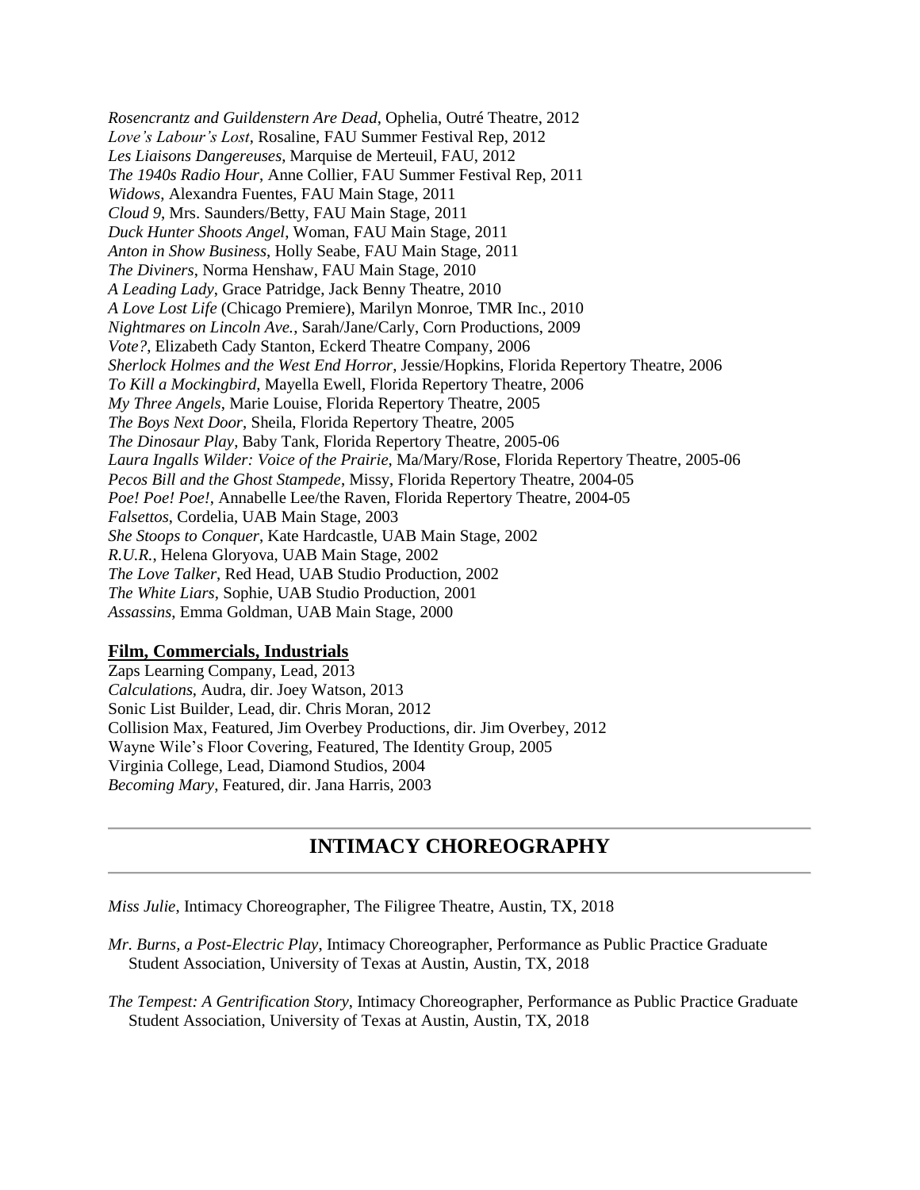*Rosencrantz and Guildenstern Are Dead*, Ophelia, Outré Theatre, 2012
*Love's Labour's Lost*, Rosaline, FAU Summer Festival Rep, 2012
*Les Liaisons Dangereuses*, Marquise de Merteuil, FAU, 2012
*The 1940s Radio Hour*, Anne Collier, FAU Summer Festival Rep, 2011
*Widows*, Alexandra Fuentes, FAU Main Stage, 2011
*Cloud 9*, Mrs. Saunders/Betty, FAU Main Stage, 2011
*Duck Hunter Shoots Angel*, Woman, FAU Main Stage, 2011
*Anton in Show Business*, Holly Seabe, FAU Main Stage, 2011
*The Diviners*, Norma Henshaw, FAU Main Stage, 2010
*A Leading Lady*, Grace Patridge, Jack Benny Theatre, 2010
*A Love Lost Life* (Chicago Premiere), Marilyn Monroe, TMR Inc., 2010
*Nightmares on Lincoln Ave.*, Sarah/Jane/Carly, Corn Productions, 2009
*Vote?*, Elizabeth Cady Stanton, Eckerd Theatre Company, 2006
*Sherlock Holmes and the West End Horror*, Jessie/Hopkins, Florida Repertory Theatre, 2006
*To Kill a Mockingbird*, Mayella Ewell, Florida Repertory Theatre, 2006
*My Three Angels*, Marie Louise, Florida Repertory Theatre, 2005
*The Boys Next Door*, Sheila, Florida Repertory Theatre, 2005
*The Dinosaur Play*, Baby Tank, Florida Repertory Theatre, 2005-06
*Laura Ingalls Wilder: Voice of the Prairie*, Ma/Mary/Rose, Florida Repertory Theatre, 2005-06
*Pecos Bill and the Ghost Stampede*, Missy, Florida Repertory Theatre, 2004-05
*Poe! Poe! Poe!*, Annabelle Lee/the Raven, Florida Repertory Theatre, 2004-05
*Falsettos*, Cordelia, UAB Main Stage, 2003
*She Stoops to Conquer*, Kate Hardcastle, UAB Main Stage, 2002
*R.U.R.*, Helena Gloryova, UAB Main Stage, 2002
*The Love Talker*, Red Head, UAB Studio Production, 2002
*The White Liars*, Sophie, UAB Studio Production, 2001
*Assassins*, Emma Goldman, UAB Main Stage, 2000

**Film, Commercials, Industrials**

Zaps Learning Company, Lead, 2013
*Calculations*, Audra, dir. Joey Watson, 2013
Sonic List Builder, Lead, dir. Chris Moran, 2012
Collision Max, Featured, Jim Overbey Productions, dir. Jim Overbey, 2012
Wayne Wile's Floor Covering, Featured, The Identity Group, 2005
Virginia College, Lead, Diamond Studios, 2004
*Becoming Mary*, Featured, dir. Jana Harris, 2003

## INTIMACY CHOREOGRAPHY

*Miss Julie*, Intimacy Choreographer, The Filigree Theatre, Austin, TX, 2018

*Mr. Burns, a Post-Electric Play*, Intimacy Choreographer, Performance as Public Practice Graduate Student Association, University of Texas at Austin, Austin, TX, 2018

*The Tempest: A Gentrification Story*, Intimacy Choreographer, Performance as Public Practice Graduate Student Association, University of Texas at Austin, Austin, TX, 2018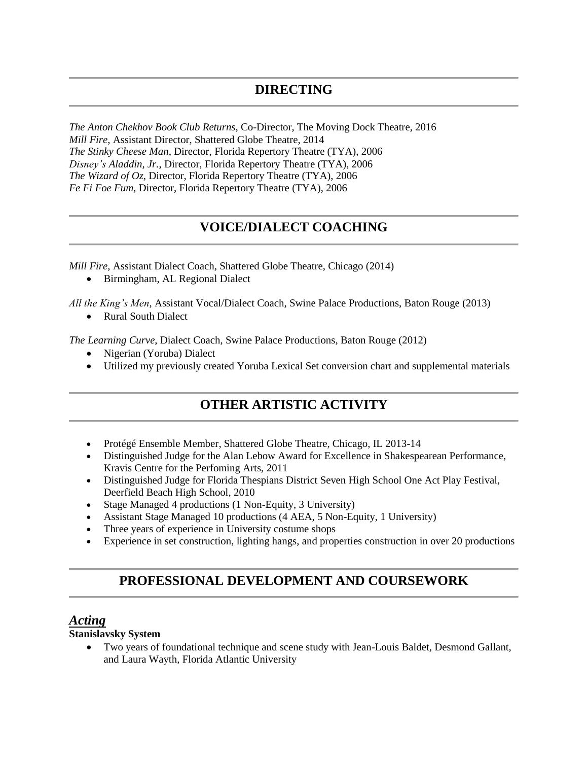## DIRECTING

*The Anton Chekhov Book Club Returns*, Co-Director, The Moving Dock Theatre, 2016
*Mill Fire*, Assistant Director, Shattered Globe Theatre, 2014
*The Stinky Cheese Man*, Director, Florida Repertory Theatre (TYA), 2006
*Disney's Aladdin, Jr.*, Director, Florida Repertory Theatre (TYA), 2006
*The Wizard of Oz*, Director, Florida Repertory Theatre (TYA), 2006
*Fe Fi Foe Fum*, Director, Florida Repertory Theatre (TYA), 2006

## VOICE/DIALECT COACHING

*Mill Fire*, Assistant Dialect Coach, Shattered Globe Theatre, Chicago (2014)

- Birmingham, AL Regional Dialect

*All the King's Men*, Assistant Vocal/Dialect Coach, Swine Palace Productions, Baton Rouge (2013)

- Rural South Dialect

*The Learning Curve*, Dialect Coach, Swine Palace Productions, Baton Rouge (2012)

- Nigerian (Yoruba) Dialect
- Utilized my previously created Yoruba Lexical Set conversion chart and supplemental materials

## OTHER ARTISTIC ACTIVITY

- Protégé Ensemble Member, Shattered Globe Theatre, Chicago, IL 2013-14
- Distinguished Judge for the Alan Lebow Award for Excellence in Shakespearean Performance, Kravis Centre for the Perfoming Arts, 2011
- Distinguished Judge for Florida Thespians District Seven High School One Act Play Festival, Deerfield Beach High School, 2010
- Stage Managed 4 productions (1 Non-Equity, 3 University)
- Assistant Stage Managed 10 productions (4 AEA, 5 Non-Equity, 1 University)
- Three years of experience in University costume shops
- Experience in set construction, lighting hangs, and properties construction in over 20 productions

## PROFESSIONAL DEVELOPMENT AND COURSEWORK

### ***Acting***

**Stanislavsky System**

- Two years of foundational technique and scene study with Jean-Louis Baldet, Desmond Gallant, and Laura Wayth, Florida Atlantic University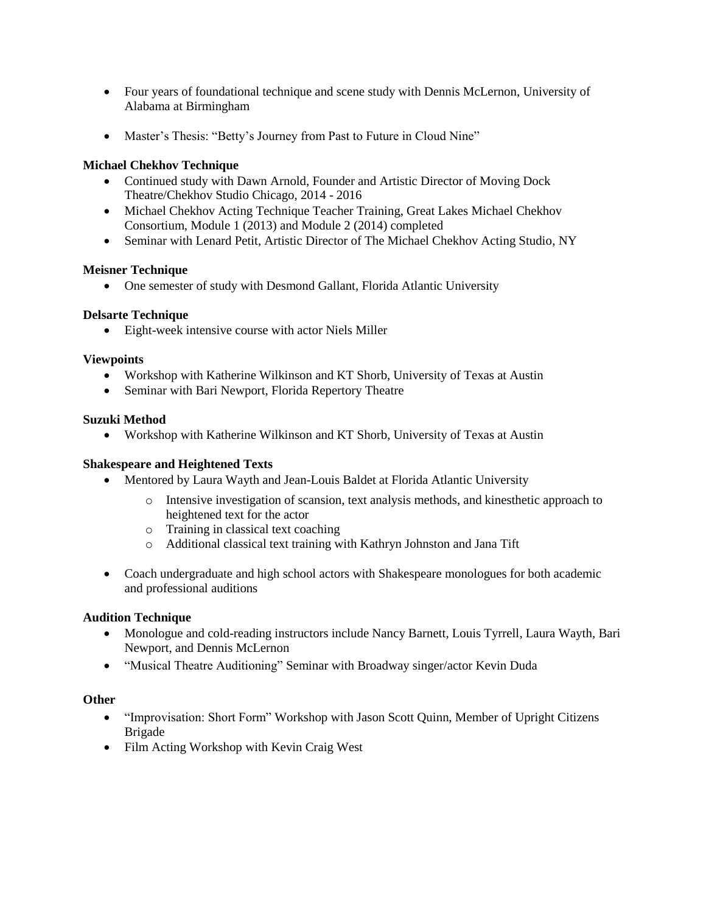- Four years of foundational technique and scene study with Dennis McLernon, University of Alabama at Birmingham

- Master's Thesis: "Betty's Journey from Past to Future in Cloud Nine"

**Michael Chekhov Technique**

- Continued study with Dawn Arnold, Founder and Artistic Director of Moving Dock Theatre/Chekhov Studio Chicago, 2014 - 2016
- Michael Chekhov Acting Technique Teacher Training, Great Lakes Michael Chekhov Consortium, Module 1 (2013) and Module 2 (2014) completed
- Seminar with Lenard Petit, Artistic Director of The Michael Chekhov Acting Studio, NY

**Meisner Technique**

- One semester of study with Desmond Gallant, Florida Atlantic University

**Delsarte Technique**

- Eight-week intensive course with actor Niels Miller

**Viewpoints**

- Workshop with Katherine Wilkinson and KT Shorb, University of Texas at Austin
- Seminar with Bari Newport, Florida Repertory Theatre

**Suzuki Method**

- Workshop with Katherine Wilkinson and KT Shorb, University of Texas at Austin

**Shakespeare and Heightened Texts**

- Mentored by Laura Wayth and Jean-Louis Baldet at Florida Atlantic University
  - Intensive investigation of scansion, text analysis methods, and kinesthetic approach to heightened text for the actor
  - Training in classical text coaching
  - Additional classical text training with Kathryn Johnston and Jana Tift

- Coach undergraduate and high school actors with Shakespeare monologues for both academic and professional auditions

**Audition Technique**

- Monologue and cold-reading instructors include Nancy Barnett, Louis Tyrrell, Laura Wayth, Bari Newport, and Dennis McLernon
- "Musical Theatre Auditioning" Seminar with Broadway singer/actor Kevin Duda

**Other**

- "Improvisation: Short Form" Workshop with Jason Scott Quinn, Member of Upright Citizens Brigade
- Film Acting Workshop with Kevin Craig West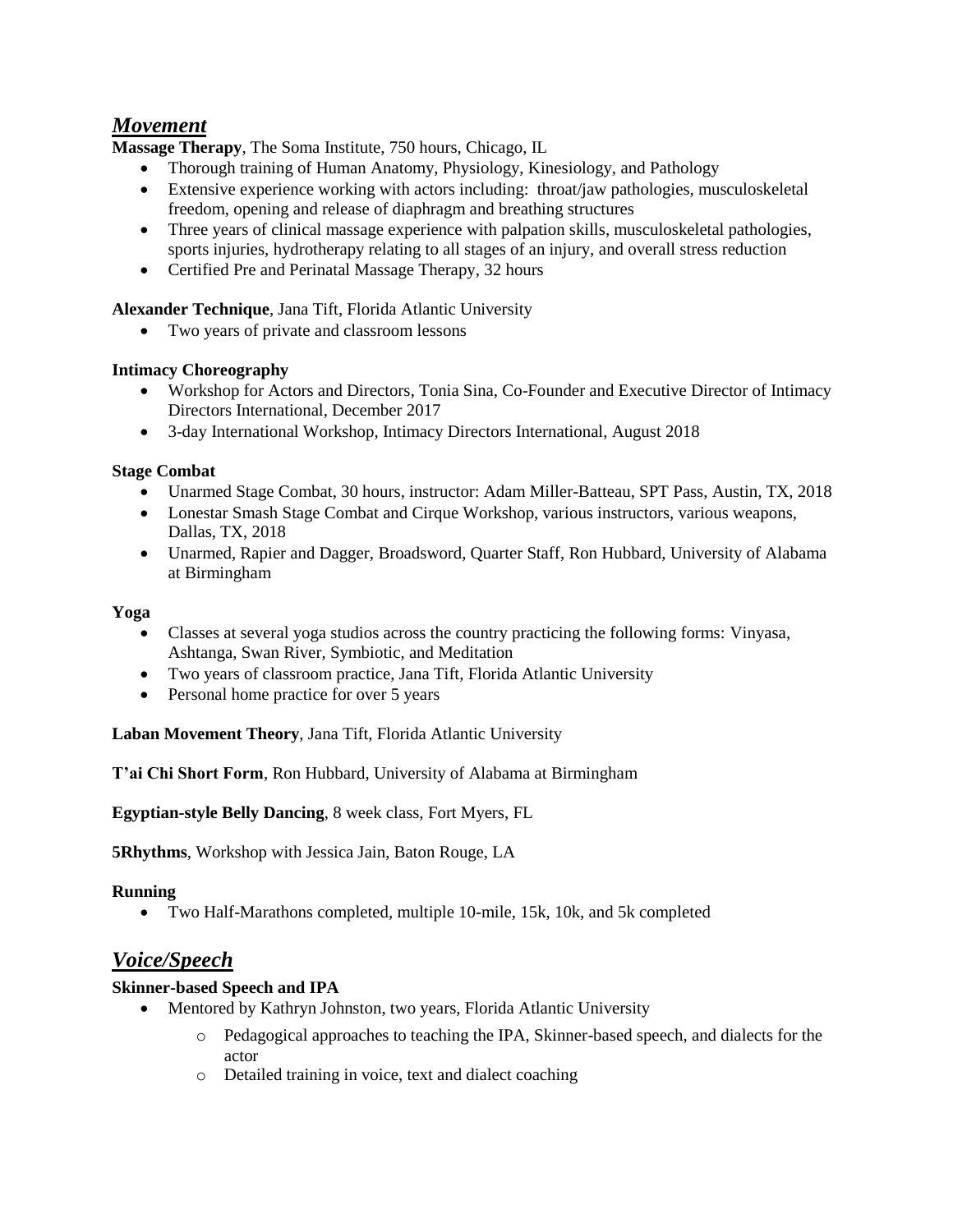## ***Movement***

**Massage Therapy**, The Soma Institute, 750 hours, Chicago, IL

- Thorough training of Human Anatomy, Physiology, Kinesiology, and Pathology
- Extensive experience working with actors including: throat/jaw pathologies, musculoskeletal freedom, opening and release of diaphragm and breathing structures
- Three years of clinical massage experience with palpation skills, musculoskeletal pathologies, sports injuries, hydrotherapy relating to all stages of an injury, and overall stress reduction
- Certified Pre and Perinatal Massage Therapy, 32 hours

**Alexander Technique**, Jana Tift, Florida Atlantic University

- Two years of private and classroom lessons

**Intimacy Choreography**

- Workshop for Actors and Directors, Tonia Sina, Co-Founder and Executive Director of Intimacy Directors International, December 2017
- 3-day International Workshop, Intimacy Directors International, August 2018

**Stage Combat**

- Unarmed Stage Combat, 30 hours, instructor: Adam Miller-Batteau, SPT Pass, Austin, TX, 2018
- Lonestar Smash Stage Combat and Cirque Workshop, various instructors, various weapons, Dallas, TX, 2018
- Unarmed, Rapier and Dagger, Broadsword, Quarter Staff, Ron Hubbard, University of Alabama at Birmingham

**Yoga**

- Classes at several yoga studios across the country practicing the following forms: Vinyasa, Ashtanga, Swan River, Symbiotic, and Meditation
- Two years of classroom practice, Jana Tift, Florida Atlantic University
- Personal home practice for over 5 years

**Laban Movement Theory**, Jana Tift, Florida Atlantic University

**T'ai Chi Short Form**, Ron Hubbard, University of Alabama at Birmingham

**Egyptian-style Belly Dancing**, 8 week class, Fort Myers, FL

**5Rhythms**, Workshop with Jessica Jain, Baton Rouge, LA

**Running**

- Two Half-Marathons completed, multiple 10-mile, 15k, 10k, and 5k completed

## ***Voice/Speech***

**Skinner-based Speech and IPA**

- Mentored by Kathryn Johnston, two years, Florida Atlantic University
  - Pedagogical approaches to teaching the IPA, Skinner-based speech, and dialects for the actor
  - Detailed training in voice, text and dialect coaching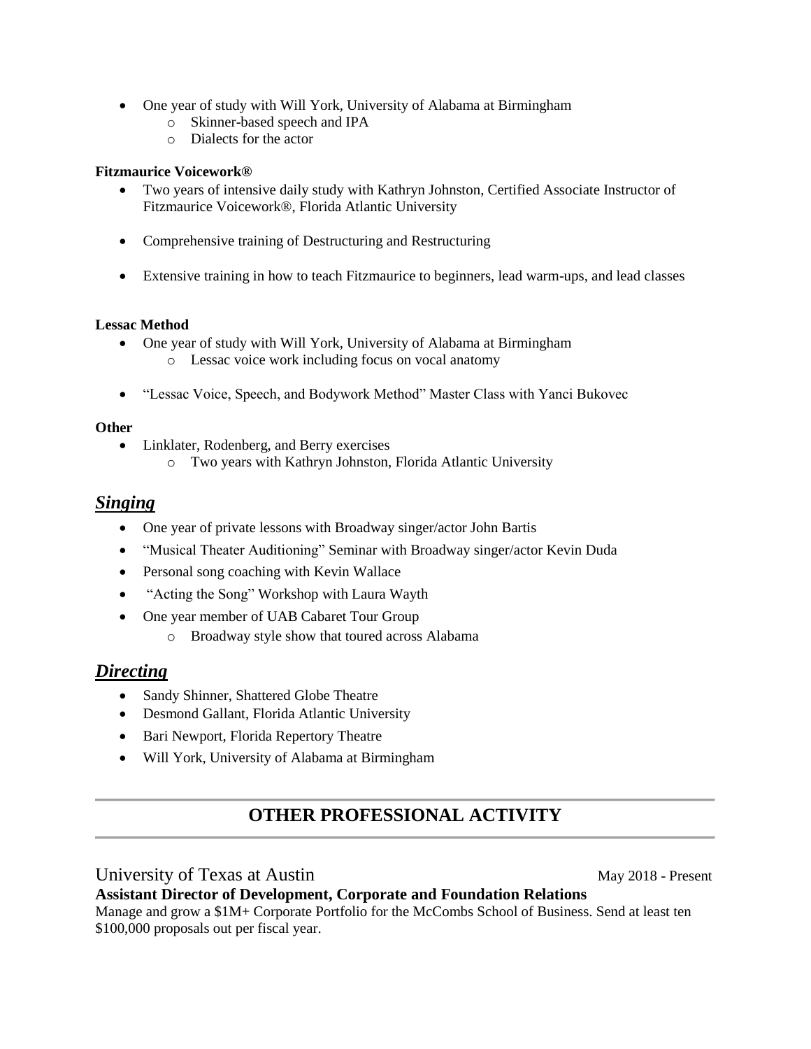- One year of study with Will York, University of Alabama at Birmingham
    - Skinner-based speech and IPA
    - Dialects for the actor

**Fitzmaurice Voicework®**

- Two years of intensive daily study with Kathryn Johnston, Certified Associate Instructor of Fitzmaurice Voicework®, Florida Atlantic University
- Comprehensive training of Destructuring and Restructuring
- Extensive training in how to teach Fitzmaurice to beginners, lead warm-ups, and lead classes

**Lessac Method**

- One year of study with Will York, University of Alabama at Birmingham
    - Lessac voice work including focus on vocal anatomy
- "Lessac Voice, Speech, and Bodywork Method" Master Class with Yanci Bukovec

**Other**

- Linklater, Rodenberg, and Berry exercises
    - Two years with Kathryn Johnston, Florida Atlantic University

## *Singing*

- One year of private lessons with Broadway singer/actor John Bartis
- "Musical Theater Auditioning" Seminar with Broadway singer/actor Kevin Duda
- Personal song coaching with Kevin Wallace
- "Acting the Song" Workshop with Laura Wayth
- One year member of UAB Cabaret Tour Group
    - Broadway style show that toured across Alabama

## *Directing*

- Sandy Shinner, Shattered Globe Theatre
- Desmond Gallant, Florida Atlantic University
- Bari Newport, Florida Repertory Theatre
- Will York, University of Alabama at Birmingham

---

# OTHER PROFESSIONAL ACTIVITY

---

University of Texas at Austin — May 2018 - Present

**Assistant Director of Development, Corporate and Foundation Relations**

Manage and grow a $1M+ Corporate Portfolio for the McCombs School of Business. Send at least ten $100,000 proposals out per fiscal year.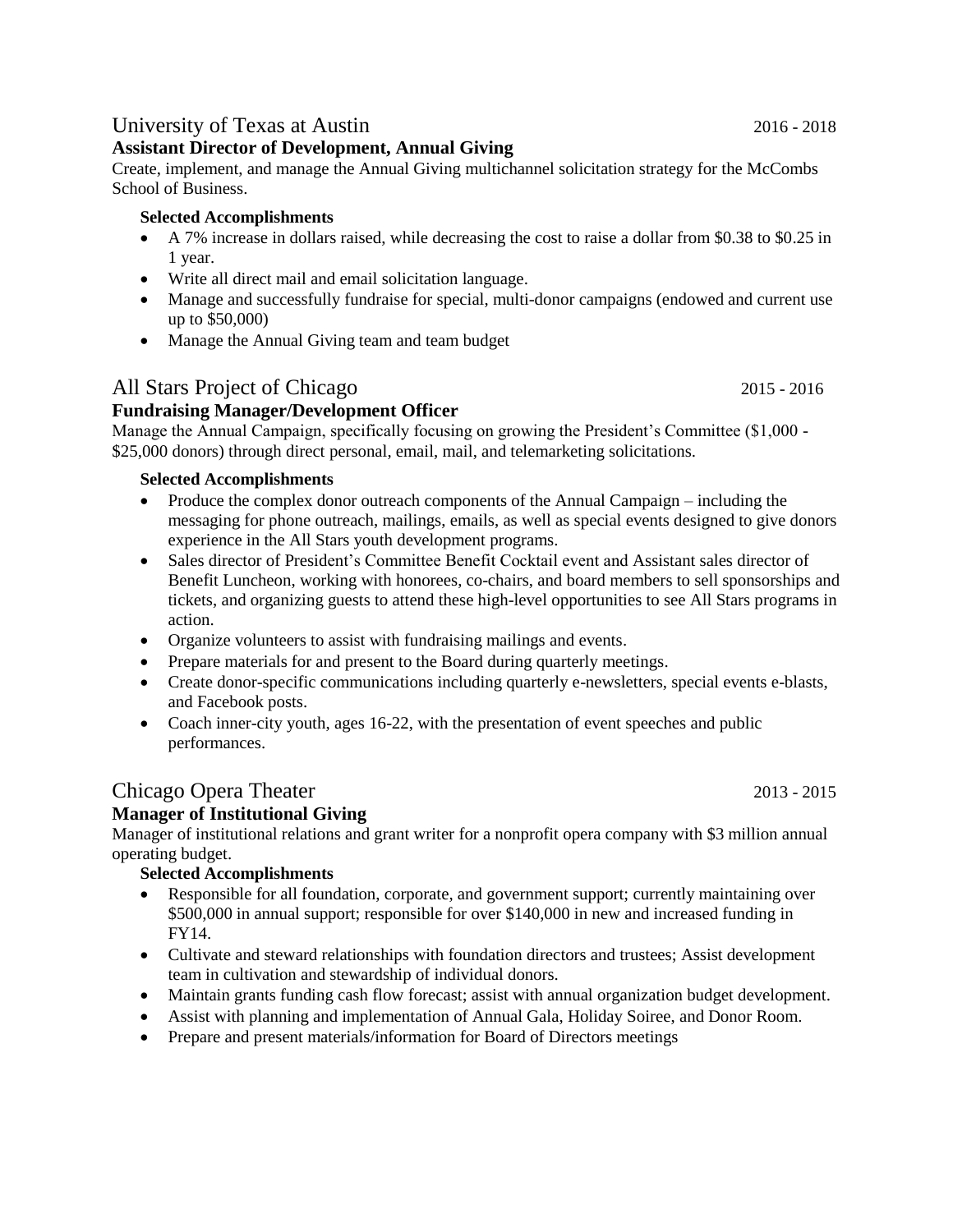## University of Texas at Austin 2016 - 2018

**Assistant Director of Development, Annual Giving**

Create, implement, and manage the Annual Giving multichannel solicitation strategy for the McCombs School of Business.

**Selected Accomplishments**

- A 7% increase in dollars raised, while decreasing the cost to raise a dollar from $0.38 to $0.25 in 1 year.
- Write all direct mail and email solicitation language.
- Manage and successfully fundraise for special, multi-donor campaigns (endowed and current use up to $50,000)
- Manage the Annual Giving team and team budget

## All Stars Project of Chicago 2015 - 2016

**Fundraising Manager/Development Officer**

Manage the Annual Campaign, specifically focusing on growing the President's Committee ($1,000 - $25,000 donors) through direct personal, email, mail, and telemarketing solicitations.

**Selected Accomplishments**

- Produce the complex donor outreach components of the Annual Campaign – including the messaging for phone outreach, mailings, emails, as well as special events designed to give donors experience in the All Stars youth development programs.
- Sales director of President's Committee Benefit Cocktail event and Assistant sales director of Benefit Luncheon, working with honorees, co-chairs, and board members to sell sponsorships and tickets, and organizing guests to attend these high-level opportunities to see All Stars programs in action.
- Organize volunteers to assist with fundraising mailings and events.
- Prepare materials for and present to the Board during quarterly meetings.
- Create donor-specific communications including quarterly e-newsletters, special events e-blasts, and Facebook posts.
- Coach inner-city youth, ages 16-22, with the presentation of event speeches and public performances.

## Chicago Opera Theater 2013 - 2015

**Manager of Institutional Giving**

Manager of institutional relations and grant writer for a nonprofit opera company with $3 million annual operating budget.

**Selected Accomplishments**

- Responsible for all foundation, corporate, and government support; currently maintaining over $500,000 in annual support; responsible for over $140,000 in new and increased funding in FY14.
- Cultivate and steward relationships with foundation directors and trustees; Assist development team in cultivation and stewardship of individual donors.
- Maintain grants funding cash flow forecast; assist with annual organization budget development.
- Assist with planning and implementation of Annual Gala, Holiday Soiree, and Donor Room.
- Prepare and present materials/information for Board of Directors meetings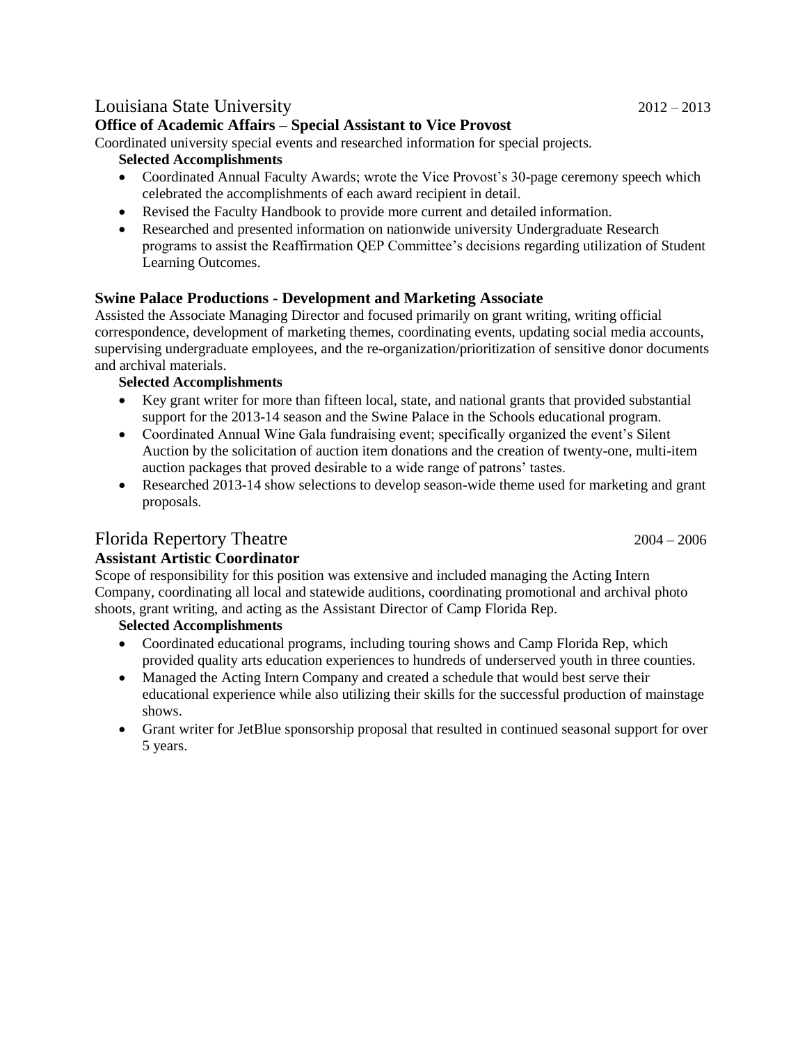## Louisiana State University 2012 – 2013

**Office of Academic Affairs – Special Assistant to Vice Provost**

Coordinated university special events and researched information for special projects.

**Selected Accomplishments**

- Coordinated Annual Faculty Awards; wrote the Vice Provost's 30-page ceremony speech which celebrated the accomplishments of each award recipient in detail.
- Revised the Faculty Handbook to provide more current and detailed information.
- Researched and presented information on nationwide university Undergraduate Research programs to assist the Reaffirmation QEP Committee's decisions regarding utilization of Student Learning Outcomes.

**Swine Palace Productions - Development and Marketing Associate**

Assisted the Associate Managing Director and focused primarily on grant writing, writing official correspondence, development of marketing themes, coordinating events, updating social media accounts, supervising undergraduate employees, and the re-organization/prioritization of sensitive donor documents and archival materials.

**Selected Accomplishments**

- Key grant writer for more than fifteen local, state, and national grants that provided substantial support for the 2013-14 season and the Swine Palace in the Schools educational program.
- Coordinated Annual Wine Gala fundraising event; specifically organized the event's Silent Auction by the solicitation of auction item donations and the creation of twenty-one, multi-item auction packages that proved desirable to a wide range of patrons' tastes.
- Researched 2013-14 show selections to develop season-wide theme used for marketing and grant proposals.

## Florida Repertory Theatre 2004 – 2006

**Assistant Artistic Coordinator**

Scope of responsibility for this position was extensive and included managing the Acting Intern Company, coordinating all local and statewide auditions, coordinating promotional and archival photo shoots, grant writing, and acting as the Assistant Director of Camp Florida Rep.

**Selected Accomplishments**

- Coordinated educational programs, including touring shows and Camp Florida Rep, which provided quality arts education experiences to hundreds of underserved youth in three counties.
- Managed the Acting Intern Company and created a schedule that would best serve their educational experience while also utilizing their skills for the successful production of mainstage shows.
- Grant writer for JetBlue sponsorship proposal that resulted in continued seasonal support for over 5 years.